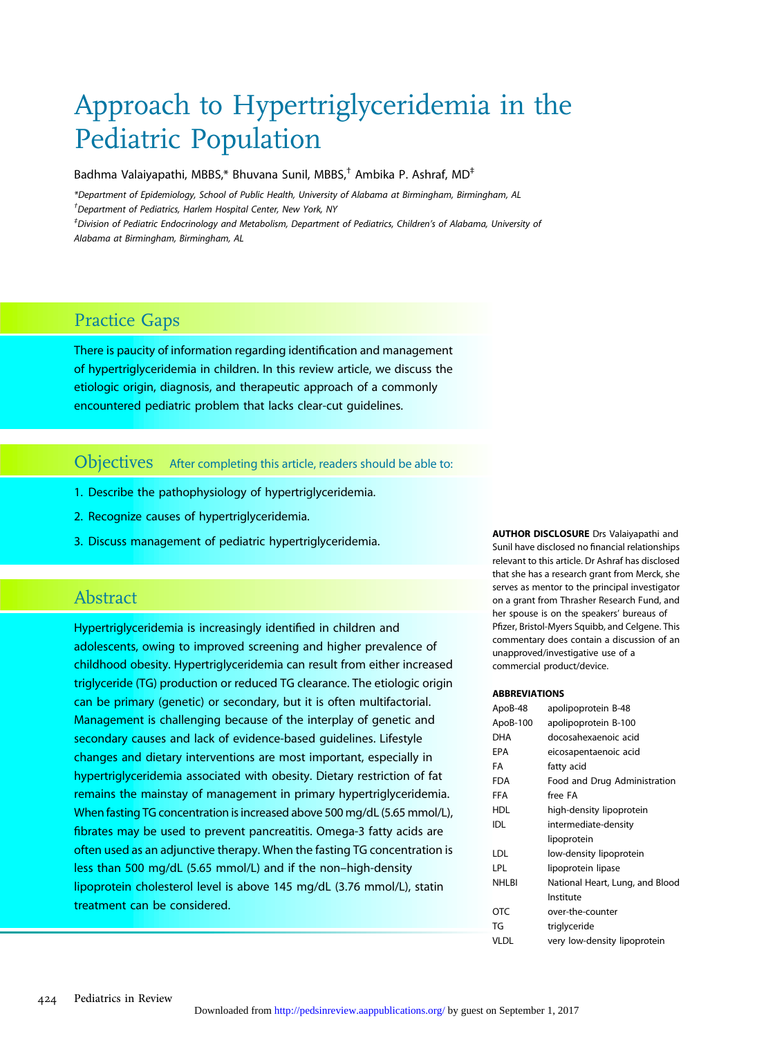# Approach to Hypertriglyceridemia in the Pediatric Population

Badhma Valaiyapathi, MBBS,* Bhuvana Sunil, MBBS,[†] Ambika P. Ashraf, MD[‡]

*Department of Epidemiology, School of Public Health, University of Alabama at Birmingham, Birmingham, AL

[†]Department of Pediatrics, Harlem Hospital Center, New York, NY

[‡]Division of Pediatric Endocrinology and Metabolism, Department of Pediatrics, Children's of Alabama, University of Alabama at Birmingham, Birmingham, AL

## Practice Gaps

There is paucity of information regarding identification and management of hypertriglyceridemia in children. In this review article, we discuss the etiologic origin, diagnosis, and therapeutic approach of a commonly encountered pediatric problem that lacks clear-cut guidelines.

## Objectives

After completing this article, readers should be able to:

1. Describe the pathophysiology of hypertriglyceridemia.
2. Recognize causes of hypertriglyceridemia.
3. Discuss management of pediatric hypertriglyceridemia.

## Abstract

Hypertriglyceridemia is increasingly identified in children and adolescents, owing to improved screening and higher prevalence of childhood obesity. Hypertriglyceridemia can result from either increased triglyceride (TG) production or reduced TG clearance. The etiologic origin can be primary (genetic) or secondary, but it is often multifactorial. Management is challenging because of the interplay of genetic and secondary causes and lack of evidence-based guidelines. Lifestyle changes and dietary interventions are most important, especially in hypertriglyceridemia associated with obesity. Dietary restriction of fat remains the mainstay of management in primary hypertriglyceridemia. When fasting TG concentration is increased above 500 mg/dL (5.65 mmol/L), fibrates may be used to prevent pancreatitis. Omega-3 fatty acids are often used as an adjunctive therapy. When the fasting TG concentration is less than 500 mg/dL (5.65 mmol/L) and if the non–high-density lipoprotein cholesterol level is above 145 mg/dL (3.76 mmol/L), statin treatment can be considered.

**AUTHOR DISCLOSURE** Drs Valaiyapathi and Sunil have disclosed no financial relationships relevant to this article. Dr Ashraf has disclosed that she has a research grant from Merck, she serves as mentor to the principal investigator on a grant from Thrasher Research Fund, and her spouse is on the speakers' bureaus of Pfizer, Bristol-Myers Squibb, and Celgene. This commentary does contain a discussion of an unapproved/investigative use of a commercial product/device.

**ABBREVIATIONS**

| | |
|---|---|
| ApoB-48 | apolipoprotein B-48 |
| ApoB-100 | apolipoprotein B-100 |
| DHA | docosahexaenoic acid |
| EPA | eicosapentaenoic acid |
| FA | fatty acid |
| FDA | Food and Drug Administration |
| FFA | free FA |
| HDL | high-density lipoprotein |
| IDL | intermediate-density lipoprotein |
| LDL | low-density lipoprotein |
| LPL | lipoprotein lipase |
| NHLBI | National Heart, Lung, and Blood Institute |
| OTC | over-the-counter |
| TG | triglyceride |
| VLDL | very low-density lipoprotein |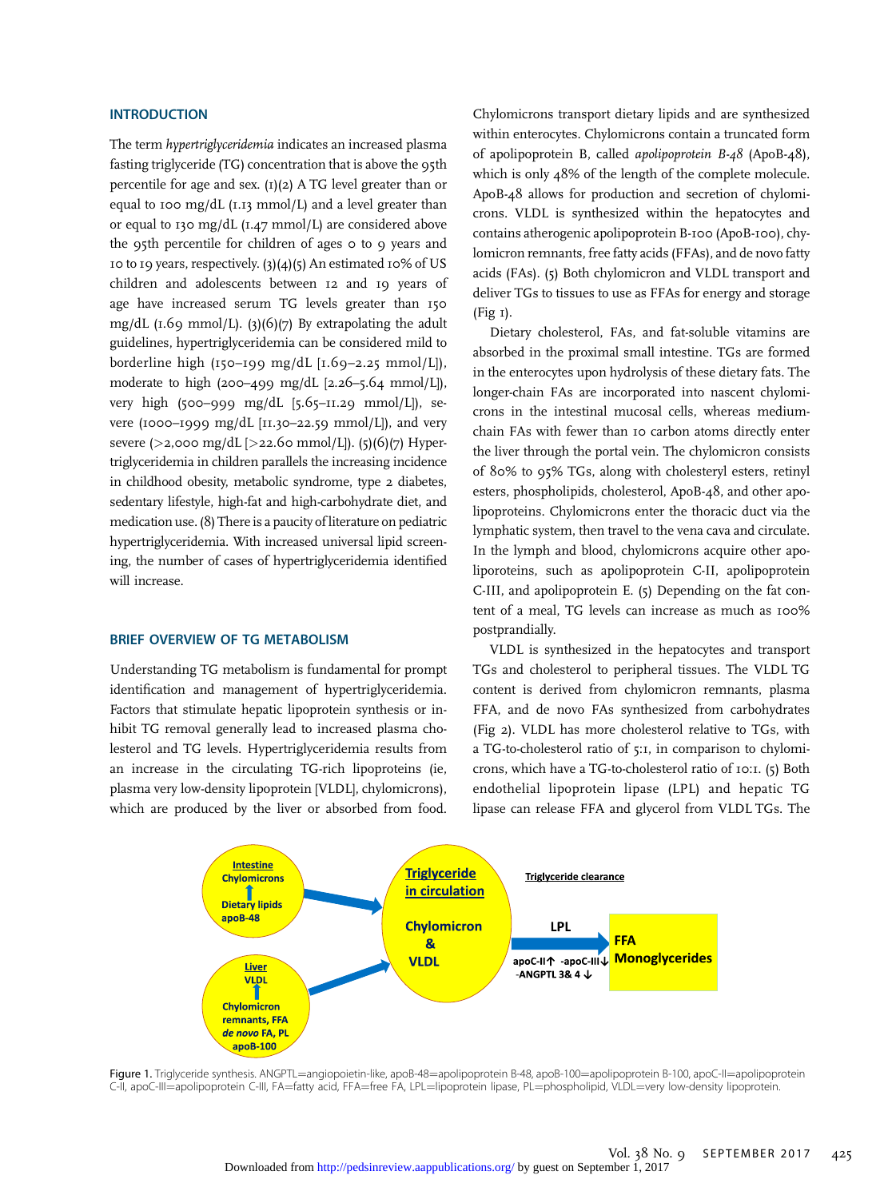## INTRODUCTION

The term *hypertriglyceridemia* indicates an increased plasma fasting triglyceride (TG) concentration that is above the 95th percentile for age and sex. (1)(2) A TG level greater than or equal to 100 mg/dL (1.13 mmol/L) and a level greater than or equal to 130 mg/dL (1.47 mmol/L) are considered above the 95th percentile for children of ages 0 to 9 years and 10 to 19 years, respectively. (3)(4)(5) An estimated 10% of US children and adolescents between 12 and 19 years of age have increased serum TG levels greater than 150 mg/dL (1.69 mmol/L). (3)(6)(7) By extrapolating the adult guidelines, hypertriglyceridemia can be considered mild to borderline high (150–199 mg/dL [1.69–2.25 mmol/L]), moderate to high (200–499 mg/dL [2.26–5.64 mmol/L]), very high (500–999 mg/dL [5.65–11.29 mmol/L]), severe (1000–1999 mg/dL [11.30–22.59 mmol/L]), and very severe (>2,000 mg/dL [>22.60 mmol/L]). (5)(6)(7) Hypertriglyceridemia in children parallels the increasing incidence in childhood obesity, metabolic syndrome, type 2 diabetes, sedentary lifestyle, high-fat and high-carbohydrate diet, and medication use. (8) There is a paucity of literature on pediatric hypertriglyceridemia. With increased universal lipid screening, the number of cases of hypertriglyceridemia identified will increase.

## BRIEF OVERVIEW OF TG METABOLISM

Understanding TG metabolism is fundamental for prompt identification and management of hypertriglyceridemia. Factors that stimulate hepatic lipoprotein synthesis or inhibit TG removal generally lead to increased plasma cholesterol and TG levels. Hypertriglyceridemia results from an increase in the circulating TG-rich lipoproteins (ie, plasma very low-density lipoprotein [VLDL], chylomicrons), which are produced by the liver or absorbed from food. Chylomicrons transport dietary lipids and are synthesized within enterocytes. Chylomicrons contain a truncated form of apolipoprotein B, called *apolipoprotein B-48* (ApoB-48), which is only 48% of the length of the complete molecule. ApoB-48 allows for production and secretion of chylomicrons. VLDL is synthesized within the hepatocytes and contains atherogenic apolipoprotein B-100 (ApoB-100), chylomicron remnants, free fatty acids (FFAs), and de novo fatty acids (FAs). (5) Both chylomicron and VLDL transport and deliver TGs to tissues to use as FFAs for energy and storage (Fig 1).

Dietary cholesterol, FAs, and fat-soluble vitamins are absorbed in the proximal small intestine. TGs are formed in the enterocytes upon hydrolysis of these dietary fats. The longer-chain FAs are incorporated into nascent chylomicrons in the intestinal mucosal cells, whereas medium-chain FAs with fewer than 10 carbon atoms directly enter the liver through the portal vein. The chylomicron consists of 80% to 95% TGs, along with cholesteryl esters, retinyl esters, phospholipids, cholesterol, ApoB-48, and other apolipoproteins. Chylomicrons enter the thoracic duct via the lymphatic system, then travel to the vena cava and circulate. In the lymph and blood, chylomicrons acquire other apoliporoteins, such as apolipoprotein C-II, apolipoprotein C-III, and apolipoprotein E. (5) Depending on the fat content of a meal, TG levels can increase as much as 100% postprandially.

VLDL is synthesized in the hepatocytes and transport TGs and cholesterol to peripheral tissues. The VLDL TG content is derived from chylomicron remnants, plasma FFA, and de novo FAs synthesized from carbohydrates (Fig 2). VLDL has more cholesterol relative to TGs, with a TG-to-cholesterol ratio of 5:1, in comparison to chylomicrons, which have a TG-to-cholesterol ratio of 10:1. (5) Both endothelial lipoprotein lipase (LPL) and hepatic TG lipase can release FFA and glycerol from VLDL TGs. The

Figure 1. Triglyceride synthesis. ANGPTL=angiopoietin-like, apoB-48=apolipoprotein B-48, apoB-100=apolipoprotein B-100, apoC-II=apolipoprotein C-II, apoC-III=apolipoprotein C-III, FA=fatty acid, FFA=free FA, LPL=lipoprotein lipase, PL=phospholipid, VLDL=very low-density lipoprotein.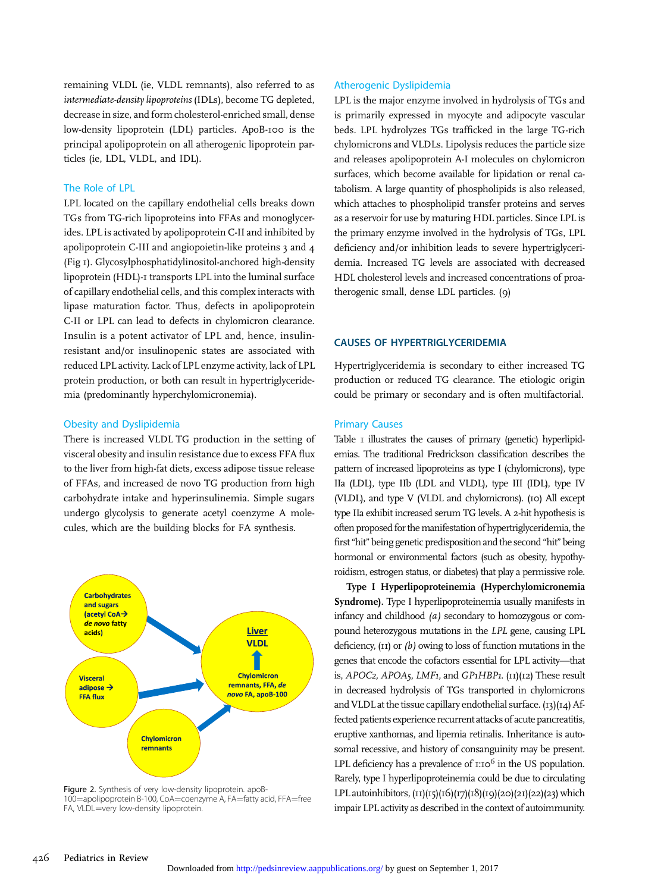remaining VLDL (ie, VLDL remnants), also referred to as *intermediate-density lipoproteins* (IDLs), become TG depleted, decrease in size, and form cholesterol-enriched small, dense low-density lipoprotein (LDL) particles. ApoB-100 is the principal apolipoprotein on all atherogenic lipoprotein particles (ie, LDL, VLDL, and IDL).

### The Role of LPL

LPL located on the capillary endothelial cells breaks down TGs from TG-rich lipoproteins into FFAs and monoglycerides. LPL is activated by apolipoprotein C-II and inhibited by apolipoprotein C-III and angiopoietin-like proteins 3 and 4 (Fig 1). Glycosylphosphatidylinositol-anchored high-density lipoprotein (HDL)-1 transports LPL into the luminal surface of capillary endothelial cells, and this complex interacts with lipase maturation factor. Thus, defects in apolipoprotein C-II or LPL can lead to defects in chylomicron clearance. Insulin is a potent activator of LPL and, hence, insulin-resistant and/or insulinopenic states are associated with reduced LPL activity. Lack of LPL enzyme activity, lack of LPL protein production, or both can result in hypertriglyceridemia (predominantly hyperchylomicronemia).

### Obesity and Dyslipidemia

There is increased VLDL TG production in the setting of visceral obesity and insulin resistance due to excess FFA flux to the liver from high-fat diets, excess adipose tissue release of FFAs, and increased de novo TG production from high carbohydrate intake and hyperinsulinemia. Simple sugars undergo glycolysis to generate acetyl coenzyme A molecules, which are the building blocks for FA synthesis.

Figure 2. Synthesis of very low-density lipoprotein. apoB-100=apolipoprotein B-100, CoA=coenzyme A, FA=fatty acid, FFA=free FA, VLDL=very low-density lipoprotein.

### Atherogenic Dyslipidemia

LPL is the major enzyme involved in hydrolysis of TGs and is primarily expressed in myocyte and adipocyte vascular beds. LPL hydrolyzes TGs trafficked in the large TG-rich chylomicrons and VLDLs. Lipolysis reduces the particle size and releases apolipoprotein A-I molecules on chylomicron surfaces, which become available for lipidation or renal catabolism. A large quantity of phospholipids is also released, which attaches to phospholipid transfer proteins and serves as a reservoir for use by maturing HDL particles. Since LPL is the primary enzyme involved in the hydrolysis of TGs, LPL deficiency and/or inhibition leads to severe hypertriglyceridemia. Increased TG levels are associated with decreased HDL cholesterol levels and increased concentrations of proatherogenic small, dense LDL particles. (9)

## CAUSES OF HYPERTRIGLYCERIDEMIA

Hypertriglyceridemia is secondary to either increased TG production or reduced TG clearance. The etiologic origin could be primary or secondary and is often multifactorial.

### Primary Causes

Table 1 illustrates the causes of primary (genetic) hyperlipidemias. The traditional Fredrickson classification describes the pattern of increased lipoproteins as type I (chylomicrons), type IIa (LDL), type IIb (LDL and VLDL), type III (IDL), type IV (VLDL), and type V (VLDL and chylomicrons). (10) All except type IIa exhibit increased serum TG levels. A 2-hit hypothesis is often proposed for the manifestation of hypertriglyceridemia, the first "hit" being genetic predisposition and the second "hit" being hormonal or environmental factors (such as obesity, hypothyroidism, estrogen status, or diabetes) that play a permissive role.

**Type I Hyperlipoproteinemia (Hyperchylomicronemia Syndrome).** Type I hyperlipoproteinemia usually manifests in infancy and childhood *(a)* secondary to homozygous or compound heterozygous mutations in the *LPL* gene, causing LPL deficiency, (11) or *(b)* owing to loss of function mutations in the genes that encode the cofactors essential for LPL activity—that is, *APOC2, APOA5, LMF1,* and *GP1HBP1.* (11)(12) These result in decreased hydrolysis of TGs transported in chylomicrons and VLDL at the tissue capillary endothelial surface. (13)(14) Affected patients experience recurrent attacks of acute pancreatitis, eruptive xanthomas, and lipemia retinalis. Inheritance is autosomal recessive, and history of consanguinity may be present. LPL deficiency has a prevalence of 1:$10^6$ in the US population. Rarely, type I hyperlipoproteinemia could be due to circulating LPL autoinhibitors, (11)(15)(16)(17)(18)(19)(20)(21)(22)(23) which impair LPL activity as described in the context of autoimmunity.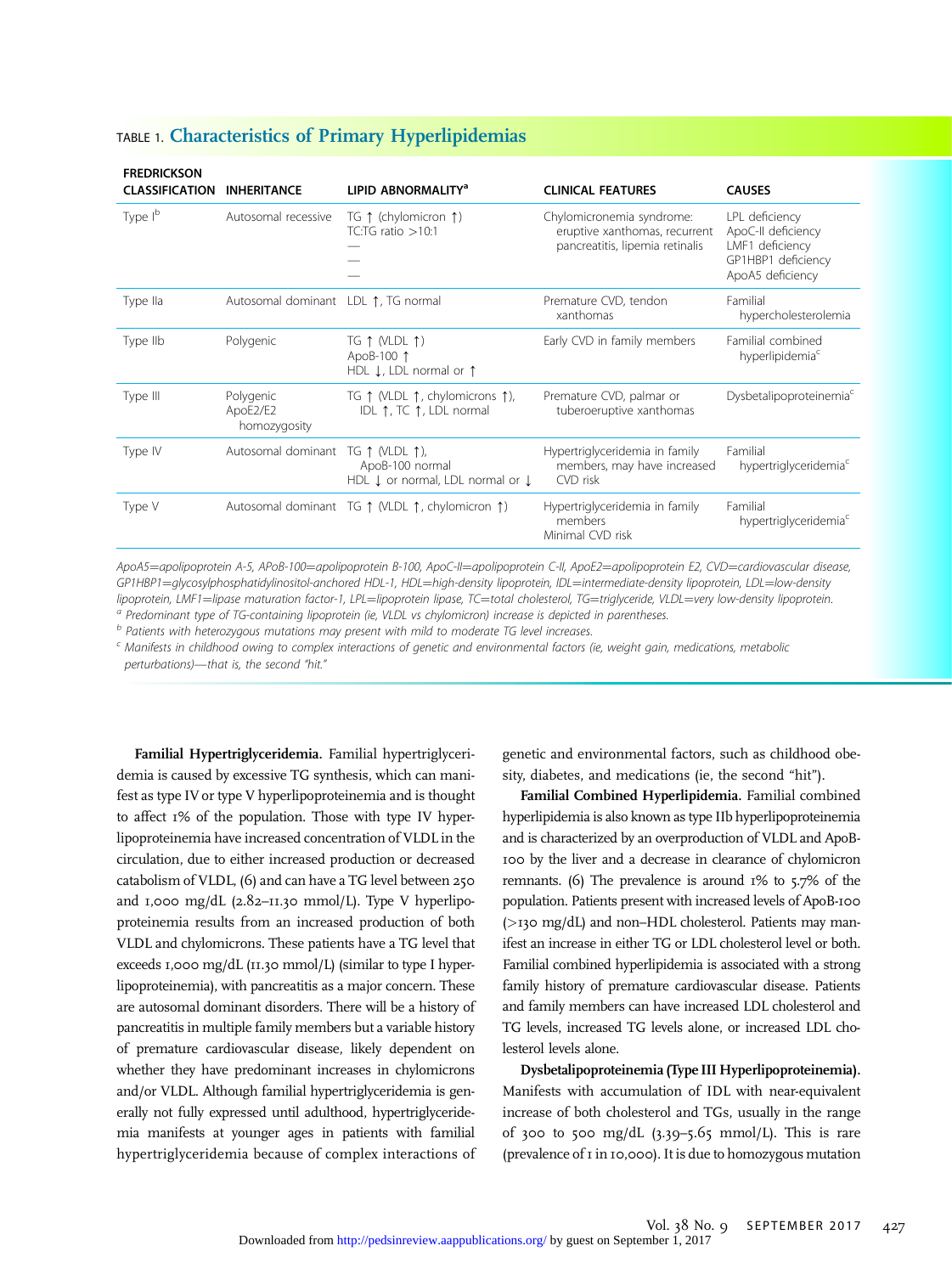TABLE 1. **Characteristics of Primary Hyperlipidemias**

| FREDRICKSON CLASSIFICATION | INHERITANCE | LIPID ABNORMALITY[a] | CLINICAL FEATURES | CAUSES |
|---|---|---|---|---|
| Type I[b] | Autosomal recessive | TG ↑ (chylomicron ↑) TC:TG ratio >10:1 — — — | Chylomicronemia syndrome: eruptive xanthomas, recurrent pancreatitis, lipemia retinalis | LPL deficiency ApoC-II deficiency LMF1 deficiency GP1HBP1 deficiency ApoA5 deficiency |
| Type IIa | Autosomal dominant | LDL ↑, TG normal | Premature CVD, tendon xanthomas | Familial hypercholesterolemia |
| Type IIb | Polygenic | TG ↑ (VLDL ↑) ApoB-100 ↑ HDL ↓, LDL normal or ↑ | Early CVD in family members | Familial combined hyperlipidemia[c] |
| Type III | Polygenic ApoE2/E2 homozygosity | TG ↑ (VLDL ↑, chylomicrons ↑), IDL ↑, TC ↑, LDL normal | Premature CVD, palmar or tuberoeruptive xanthomas | Dysbetalipoproteinemia[c] |
| Type IV | Autosomal dominant | TG ↑ (VLDL ↑), ApoB-100 normal HDL ↓ or normal, LDL normal or ↓ | Hypertriglyceridemia in family members, may have increased CVD risk | Familial hypertriglyceridemia[c] |
| Type V | Autosomal dominant | TG ↑ (VLDL ↑, chylomicron ↑) | Hypertriglyceridemia in family members Minimal CVD risk | Familial hypertriglyceridemia[c] |

*ApoA5=apolipoprotein A-5, APoB-100=apolipoprotein B-100, ApoC-II=apolipoprotein C-II, ApoE2=apolipoprotein E2, CVD=cardiovascular disease, GP1HBP1=glycosylphosphatidylinositol-anchored HDL-1, HDL=high-density lipoprotein, IDL=intermediate-density lipoprotein, LDL=low-density lipoprotein, LMF1=lipase maturation factor-1, LPL=lipoprotein lipase, TC=total cholesterol, TG=triglyceride, VLDL=very low-density lipoprotein.*

*[a] Predominant type of TG-containing lipoprotein (ie, VLDL vs chylomicron) increase is depicted in parentheses.*

*[b] Patients with heterozygous mutations may present with mild to moderate TG level increases.*

*[c] Manifests in childhood owing to complex interactions of genetic and environmental factors (ie, weight gain, medications, metabolic perturbations)—that is, the second "hit."*

**Familial Hypertriglyceridemia.** Familial hypertriglyceridemia is caused by excessive TG synthesis, which can manifest as type IV or type V hyperlipoproteinemia and is thought to affect 1% of the population. Those with type IV hyperlipoproteinemia have increased concentration of VLDL in the circulation, due to either increased production or decreased catabolism of VLDL, (6) and can have a TG level between 250 and 1,000 mg/dL (2.82–11.30 mmol/L). Type V hyperlipoproteinemia results from an increased production of both VLDL and chylomicrons. These patients have a TG level that exceeds 1,000 mg/dL (11.30 mmol/L) (similar to type I hyperlipoproteinemia), with pancreatitis as a major concern. These are autosomal dominant disorders. There will be a history of pancreatitis in multiple family members but a variable history of premature cardiovascular disease, likely dependent on whether they have predominant increases in chylomicrons and/or VLDL. Although familial hypertriglyceridemia is generally not fully expressed until adulthood, hypertriglyceridemia manifests at younger ages in patients with familial hypertriglyceridemia because of complex interactions of genetic and environmental factors, such as childhood obesity, diabetes, and medications (ie, the second "hit").

**Familial Combined Hyperlipidemia.** Familial combined hyperlipidemia is also known as type IIb hyperlipoproteinemia and is characterized by an overproduction of VLDL and ApoB-100 by the liver and a decrease in clearance of chylomicron remnants. (6) The prevalence is around 1% to 5.7% of the population. Patients present with increased levels of ApoB-100 (>130 mg/dL) and non–HDL cholesterol. Patients may manifest an increase in either TG or LDL cholesterol level or both. Familial combined hyperlipidemia is associated with a strong family history of premature cardiovascular disease. Patients and family members can have increased LDL cholesterol and TG levels, increased TG levels alone, or increased LDL cholesterol levels alone.

**Dysbetalipoproteinemia (Type III Hyperlipoproteinemia).** Manifests with accumulation of IDL with near-equivalent increase of both cholesterol and TGs, usually in the range of 300 to 500 mg/dL (3.39–5.65 mmol/L). This is rare (prevalence of 1 in 10,000). It is due to homozygous mutation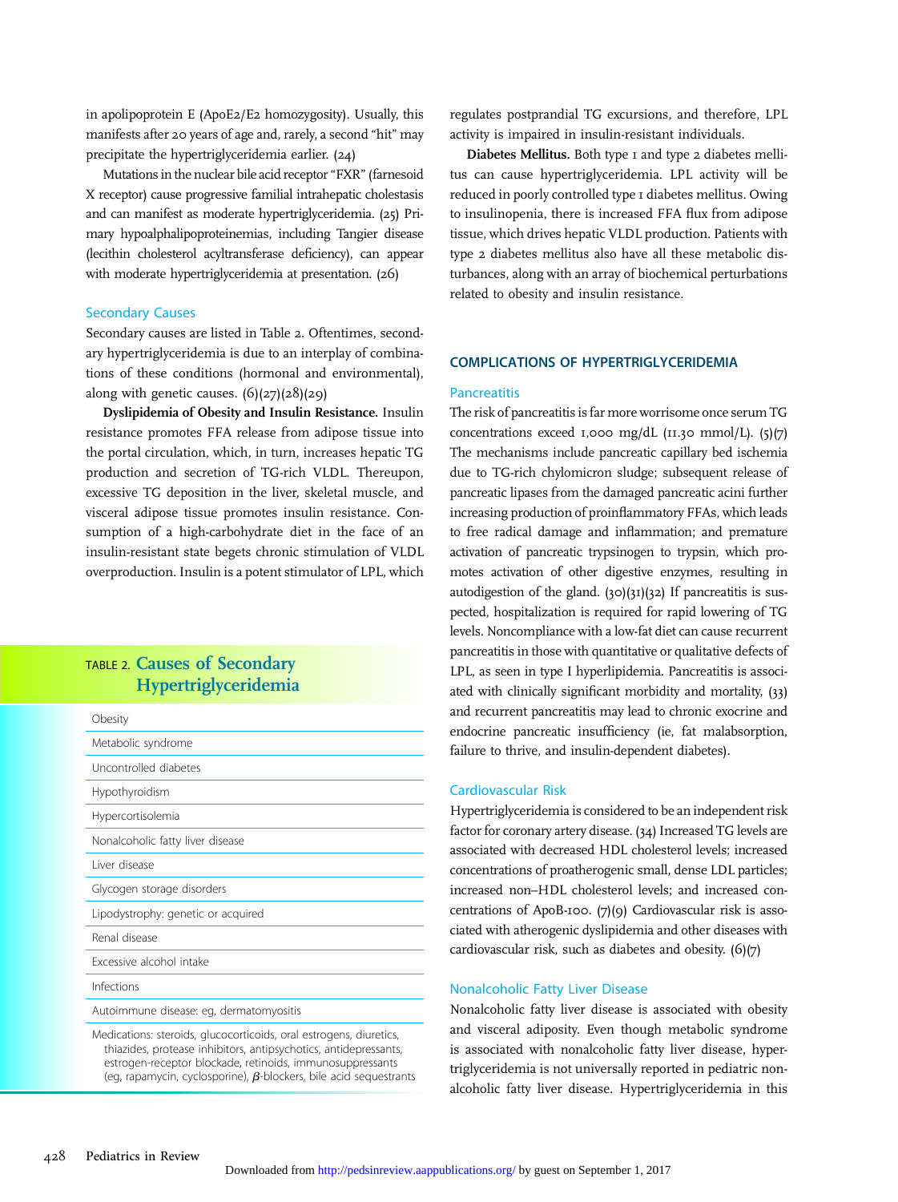in apolipoprotein E (ApoE2/E2 homozygosity). Usually, this manifests after 20 years of age and, rarely, a second "hit" may precipitate the hypertriglyceridemia earlier. (24)

Mutations in the nuclear bile acid receptor "FXR" (farnesoid X receptor) cause progressive familial intrahepatic cholestasis and can manifest as moderate hypertriglyceridemia. (25) Primary hypoalphalipoproteinemias, including Tangier disease (lecithin cholesterol acyltransferase deficiency), can appear with moderate hypertriglyceridemia at presentation. (26)

### Secondary Causes

Secondary causes are listed in Table 2. Oftentimes, secondary hypertriglyceridemia is due to an interplay of combinations of these conditions (hormonal and environmental), along with genetic causes. (6)(27)(28)(29)

**Dyslipidemia of Obesity and Insulin Resistance.** Insulin resistance promotes FFA release from adipose tissue into the portal circulation, which, in turn, increases hepatic TG production and secretion of TG-rich VLDL. Thereupon, excessive TG deposition in the liver, skeletal muscle, and visceral adipose tissue promotes insulin resistance. Consumption of a high-carbohydrate diet in the face of an insulin-resistant state begets chronic stimulation of VLDL overproduction. Insulin is a potent stimulator of LPL, which regulates postprandial TG excursions, and therefore, LPL activity is impaired in insulin-resistant individuals.

**Diabetes Mellitus.** Both type 1 and type 2 diabetes mellitus can cause hypertriglyceridemia. LPL activity will be reduced in poorly controlled type 1 diabetes mellitus. Owing to insulinopenia, there is increased FFA flux from adipose tissue, which drives hepatic VLDL production. Patients with type 2 diabetes mellitus also have all these metabolic disturbances, along with an array of biochemical perturbations related to obesity and insulin resistance.

TABLE 2. **Causes of Secondary Hypertriglyceridemia**

| |
|---|
| Obesity |
| Metabolic syndrome |
| Uncontrolled diabetes |
| Hypothyroidism |
| Hypercortisolemia |
| Nonalcoholic fatty liver disease |
| Liver disease |
| Glycogen storage disorders |
| Lipodystrophy: genetic or acquired |
| Renal disease |
| Excessive alcohol intake |
| Infections |
| Autoimmune disease: eg, dermatomyositis |
| Medications: steroids, glucocorticoids, oral estrogens, diuretics, thiazides, protease inhibitors, antipsychotics, antidepressants, estrogen-receptor blockade, retinoids, immunosuppressants (eg, rapamycin, cyclosporine), $\beta$-blockers, bile acid sequestrants |

## COMPLICATIONS OF HYPERTRIGLYCERIDEMIA

### Pancreatitis

The risk of pancreatitis is far more worrisome once serum TG concentrations exceed 1,000 mg/dL (11.30 mmol/L). (5)(7) The mechanisms include pancreatic capillary bed ischemia due to TG-rich chylomicron sludge; subsequent release of pancreatic lipases from the damaged pancreatic acini further increasing production of proinflammatory FFAs, which leads to free radical damage and inflammation; and premature activation of pancreatic trypsinogen to trypsin, which promotes activation of other digestive enzymes, resulting in autodigestion of the gland. (30)(31)(32) If pancreatitis is suspected, hospitalization is required for rapid lowering of TG levels. Noncompliance with a low-fat diet can cause recurrent pancreatitis in those with quantitative or qualitative defects of LPL, as seen in type I hyperlipidemia. Pancreatitis is associated with clinically significant morbidity and mortality, (33) and recurrent pancreatitis may lead to chronic exocrine and endocrine pancreatic insufficiency (ie, fat malabsorption, failure to thrive, and insulin-dependent diabetes).

### Cardiovascular Risk

Hypertriglyceridemia is considered to be an independent risk factor for coronary artery disease. (34) Increased TG levels are associated with decreased HDL cholesterol levels; increased concentrations of proatherogenic small, dense LDL particles; increased non–HDL cholesterol levels; and increased concentrations of ApoB-100. (7)(9) Cardiovascular risk is associated with atherogenic dyslipidemia and other diseases with cardiovascular risk, such as diabetes and obesity. (6)(7)

### Nonalcoholic Fatty Liver Disease

Nonalcoholic fatty liver disease is associated with obesity and visceral adiposity. Even though metabolic syndrome is associated with nonalcoholic fatty liver disease, hypertriglyceridemia is not universally reported in pediatric nonalcoholic fatty liver disease. Hypertriglyceridemia in this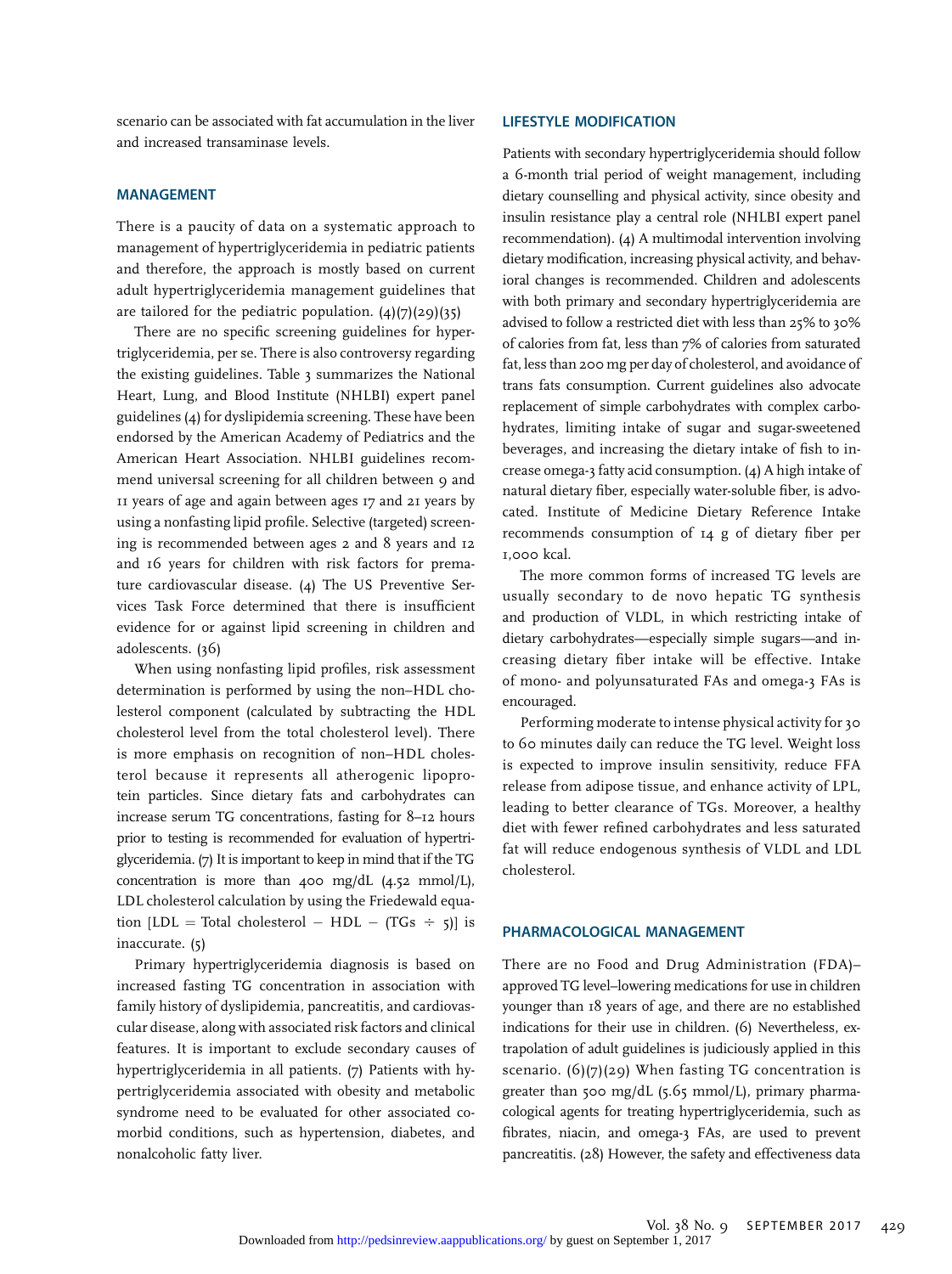scenario can be associated with fat accumulation in the liver and increased transaminase levels.

## MANAGEMENT

There is a paucity of data on a systematic approach to management of hypertriglyceridemia in pediatric patients and therefore, the approach is mostly based on current adult hypertriglyceridemia management guidelines that are tailored for the pediatric population. (4)(7)(29)(35)

There are no specific screening guidelines for hypertriglyceridemia, per se. There is also controversy regarding the existing guidelines. Table 3 summarizes the National Heart, Lung, and Blood Institute (NHLBI) expert panel guidelines (4) for dyslipidemia screening. These have been endorsed by the American Academy of Pediatrics and the American Heart Association. NHLBI guidelines recommend universal screening for all children between 9 and 11 years of age and again between ages 17 and 21 years by using a nonfasting lipid profile. Selective (targeted) screening is recommended between ages 2 and 8 years and 12 and 16 years for children with risk factors for premature cardiovascular disease. (4) The US Preventive Services Task Force determined that there is insufficient evidence for or against lipid screening in children and adolescents. (36)

When using nonfasting lipid profiles, risk assessment determination is performed by using the non–HDL cholesterol component (calculated by subtracting the HDL cholesterol level from the total cholesterol level). There is more emphasis on recognition of non–HDL cholesterol because it represents all atherogenic lipoprotein particles. Since dietary fats and carbohydrates can increase serum TG concentrations, fasting for 8–12 hours prior to testing is recommended for evaluation of hypertriglyceridemia. (7) It is important to keep in mind that if the TG concentration is more than 400 mg/dL (4.52 mmol/L), LDL cholesterol calculation by using the Friedewald equation [LDL = Total cholesterol − HDL − (TGs ÷ 5)] is inaccurate. (5)

Primary hypertriglyceridemia diagnosis is based on increased fasting TG concentration in association with family history of dyslipidemia, pancreatitis, and cardiovascular disease, along with associated risk factors and clinical features. It is important to exclude secondary causes of hypertriglyceridemia in all patients. (7) Patients with hypertriglyceridemia associated with obesity and metabolic syndrome need to be evaluated for other associated comorbid conditions, such as hypertension, diabetes, and nonalcoholic fatty liver.

## LIFESTYLE MODIFICATION

Patients with secondary hypertriglyceridemia should follow a 6-month trial period of weight management, including dietary counselling and physical activity, since obesity and insulin resistance play a central role (NHLBI expert panel recommendation). (4) A multimodal intervention involving dietary modification, increasing physical activity, and behavioral changes is recommended. Children and adolescents with both primary and secondary hypertriglyceridemia are advised to follow a restricted diet with less than 25% to 30% of calories from fat, less than 7% of calories from saturated fat, less than 200 mg per day of cholesterol, and avoidance of trans fats consumption. Current guidelines also advocate replacement of simple carbohydrates with complex carbohydrates, limiting intake of sugar and sugar-sweetened beverages, and increasing the dietary intake of fish to increase omega-3 fatty acid consumption. (4) A high intake of natural dietary fiber, especially water-soluble fiber, is advocated. Institute of Medicine Dietary Reference Intake recommends consumption of 14 g of dietary fiber per 1,000 kcal.

The more common forms of increased TG levels are usually secondary to de novo hepatic TG synthesis and production of VLDL, in which restricting intake of dietary carbohydrates—especially simple sugars—and increasing dietary fiber intake will be effective. Intake of mono- and polyunsaturated FAs and omega-3 FAs is encouraged.

Performing moderate to intense physical activity for 30 to 60 minutes daily can reduce the TG level. Weight loss is expected to improve insulin sensitivity, reduce FFA release from adipose tissue, and enhance activity of LPL, leading to better clearance of TGs. Moreover, a healthy diet with fewer refined carbohydrates and less saturated fat will reduce endogenous synthesis of VLDL and LDL cholesterol.

## PHARMACOLOGICAL MANAGEMENT

There are no Food and Drug Administration (FDA)–approved TG level–lowering medications for use in children younger than 18 years of age, and there are no established indications for their use in children. (6) Nevertheless, extrapolation of adult guidelines is judiciously applied in this scenario. (6)(7)(29) When fasting TG concentration is greater than 500 mg/dL (5.65 mmol/L), primary pharmacological agents for treating hypertriglyceridemia, such as fibrates, niacin, and omega-3 FAs, are used to prevent pancreatitis. (28) However, the safety and effectiveness data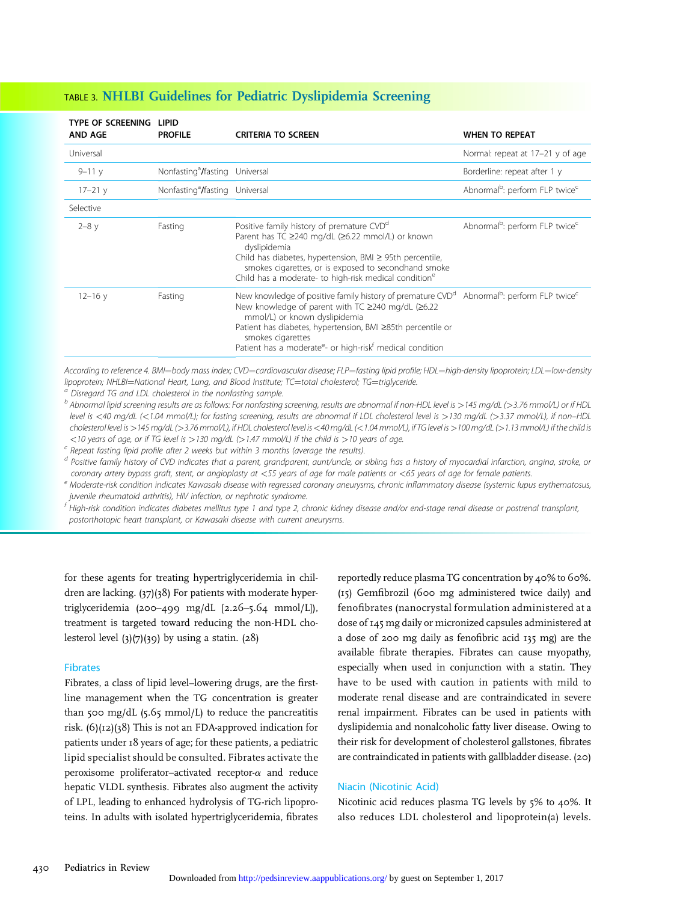TABLE 3. **NHLBI Guidelines for Pediatric Dyslipidemia Screening**

| TYPE OF SCREENING AND AGE | LIPID PROFILE | CRITERIA TO SCREEN | WHEN TO REPEAT |
|---|---|---|---|
| Universal | | | Normal: repeat at 17–21 y of age |
| 9–11 y | Nonfasting[a]/fasting | Universal | Borderline: repeat after 1 y |
| 17–21 y | Nonfasting[a]/fasting | Universal | Abnormal[b]: perform FLP twice[c] |
| Selective | | | |
| 2–8 y | Fasting | Positive family history of premature CVD[d]<br>Parent has TC ≥240 mg/dL (≥6.22 mmol/L) or known dyslipidemia<br>Child has diabetes, hypertension, BMI ≥ 95th percentile, smokes cigarettes, or is exposed to secondhand smoke<br>Child has a moderate- to high-risk medical condition[e] | Abnormal[b]: perform FLP twice[c] |
| 12–16 y | Fasting | New knowledge of positive family history of premature CVD[d]<br>New knowledge of parent with TC ≥240 mg/dL (≥6.22 mmol/L) or known dyslipidemia<br>Patient has diabetes, hypertension, BMI ≥85th percentile or smokes cigarettes<br>Patient has a moderate[e]- or high-risk[f] medical condition | Abnormal[b]: perform FLP twice[c] |

*According to reference 4. BMI=body mass index; CVD=cardiovascular disease; FLP=fasting lipid profile; HDL=high-density lipoprotein; LDL=low-density lipoprotein; NHLBI=National Heart, Lung, and Blood Institute; TC=total cholesterol; TG=triglyceride.*

[a] *Disregard TG and LDL cholesterol in the nonfasting sample.*

[b] *Abnormal lipid screening results are as follows: For nonfasting screening, results are abnormal if non-HDL level is >145 mg/dL (>3.76 mmol/L) or if HDL level is <40 mg/dL (<1.04 mmol/L); for fasting screening, results are abnormal if LDL cholesterol level is >130 mg/dL (>3.37 mmol/L), if non–HDL cholesterol level is >145 mg/dL (>3.76 mmol/L), if HDL cholesterol level is <40 mg/dL (<1.04 mmol/L), if TG level is >100 mg/dL (>1.13 mmol/L) if the child is <10 years of age, or if TG level is >130 mg/dL (>1.47 mmol/L) if the child is >10 years of age.*

[c] *Repeat fasting lipid profile after 2 weeks but within 3 months (average the results).*

[d] *Positive family history of CVD indicates that a parent, grandparent, aunt/uncle, or sibling has a history of myocardial infarction, angina, stroke, or coronary artery bypass graft, stent, or angioplasty at <55 years of age for male patients or <65 years of age for female patients.*

[e] *Moderate-risk condition indicates Kawasaki disease with regressed coronary aneurysms, chronic inflammatory disease (systemic lupus erythematosus, juvenile rheumatoid arthritis), HIV infection, or nephrotic syndrome.*

[f] *High-risk condition indicates diabetes mellitus type 1 and type 2, chronic kidney disease and/or end-stage renal disease or postrenal transplant, postorthotopic heart transplant, or Kawasaki disease with current aneurysms.*

for these agents for treating hypertriglyceridemia in children are lacking. (37)(38) For patients with moderate hypertriglyceridemia (200–499 mg/dL [2.26–5.64 mmol/L]), treatment is targeted toward reducing the non-HDL cholesterol level (3)(7)(39) by using a statin. (28)

### Fibrates

Fibrates, a class of lipid level–lowering drugs, are the first-line management when the TG concentration is greater than 500 mg/dL (5.65 mmol/L) to reduce the pancreatitis risk. (6)(12)(38) This is not an FDA-approved indication for patients under 18 years of age; for these patients, a pediatric lipid specialist should be consulted. Fibrates activate the peroxisome proliferator–activated receptor-$\alpha$ and reduce hepatic VLDL synthesis. Fibrates also augment the activity of LPL, leading to enhanced hydrolysis of TG-rich lipoproteins. In adults with isolated hypertriglyceridemia, fibrates reportedly reduce plasma TG concentration by 40% to 60%. (15) Gemfibrozil (600 mg administered twice daily) and fenofibrates (nanocrystal formulation administered at a dose of 145 mg daily or micronized capsules administered at a dose of 200 mg daily as fenofibric acid 135 mg) are the available fibrate therapies. Fibrates can cause myopathy, especially when used in conjunction with a statin. They have to be used with caution in patients with mild to moderate renal disease and are contraindicated in severe renal impairment. Fibrates can be used in patients with dyslipidemia and nonalcoholic fatty liver disease. Owing to their risk for development of cholesterol gallstones, fibrates are contraindicated in patients with gallbladder disease. (20)

### Niacin (Nicotinic Acid)

Nicotinic acid reduces plasma TG levels by 5% to 40%. It also reduces LDL cholesterol and lipoprotein(a) levels.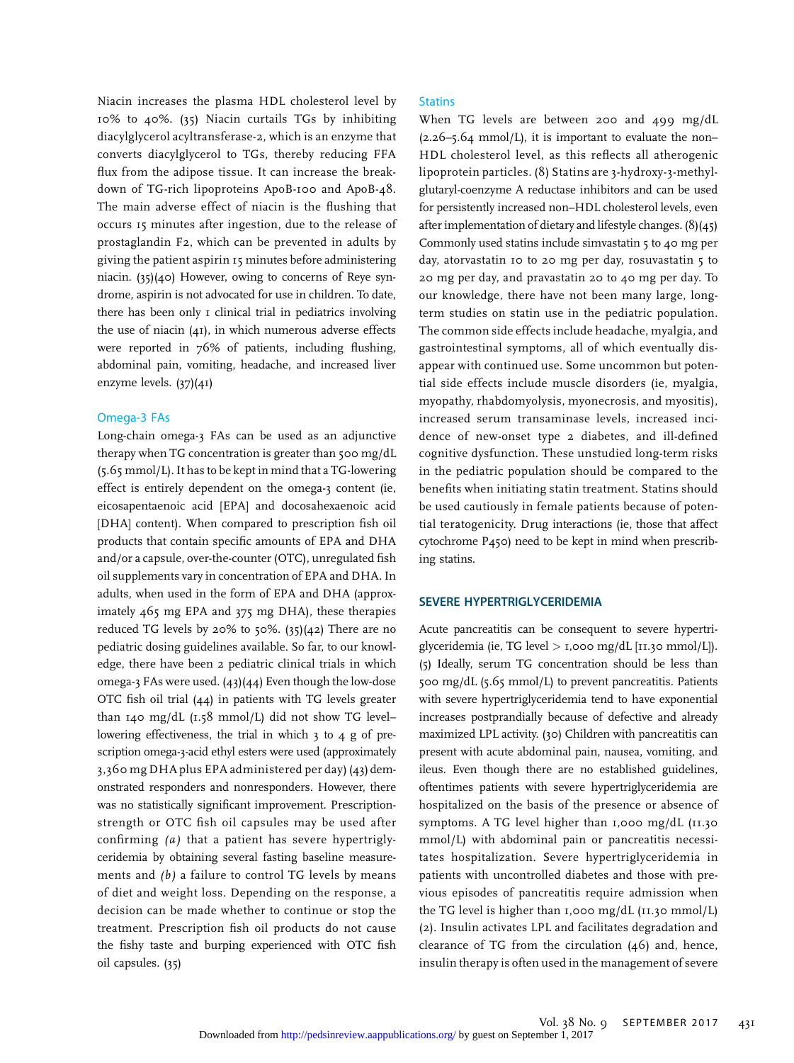Niacin increases the plasma HDL cholesterol level by 10% to 40%. (35) Niacin curtails TGs by inhibiting diacylglycerol acyltransferase-2, which is an enzyme that converts diacylglycerol to TGs, thereby reducing FFA flux from the adipose tissue. It can increase the breakdown of TG-rich lipoproteins ApoB-100 and ApoB-48. The main adverse effect of niacin is the flushing that occurs 15 minutes after ingestion, due to the release of prostaglandin F2, which can be prevented in adults by giving the patient aspirin 15 minutes before administering niacin. (35)(40) However, owing to concerns of Reye syndrome, aspirin is not advocated for use in children. To date, there has been only 1 clinical trial in pediatrics involving the use of niacin (41), in which numerous adverse effects were reported in 76% of patients, including flushing, abdominal pain, vomiting, headache, and increased liver enzyme levels. (37)(41)

### Omega-3 FAs

Long-chain omega-3 FAs can be used as an adjunctive therapy when TG concentration is greater than 500 mg/dL (5.65 mmol/L). It has to be kept in mind that a TG-lowering effect is entirely dependent on the omega-3 content (ie, eicosapentaenoic acid [EPA] and docosahexaenoic acid [DHA] content). When compared to prescription fish oil products that contain specific amounts of EPA and DHA and/or a capsule, over-the-counter (OTC), unregulated fish oil supplements vary in concentration of EPA and DHA. In adults, when used in the form of EPA and DHA (approximately 465 mg EPA and 375 mg DHA), these therapies reduced TG levels by 20% to 50%. (35)(42) There are no pediatric dosing guidelines available. So far, to our knowledge, there have been 2 pediatric clinical trials in which omega-3 FAs were used. (43)(44) Even though the low-dose OTC fish oil trial (44) in patients with TG levels greater than 140 mg/dL (1.58 mmol/L) did not show TG level–lowering effectiveness, the trial in which 3 to 4 g of prescription omega-3-acid ethyl esters were used (approximately 3,360 mg DHA plus EPA administered per day) (43) demonstrated responders and nonresponders. However, there was no statistically significant improvement. Prescription-strength or OTC fish oil capsules may be used after confirming *(a)* that a patient has severe hypertriglyceridemia by obtaining several fasting baseline measurements and *(b)* a failure to control TG levels by means of diet and weight loss. Depending on the response, a decision can be made whether to continue or stop the treatment. Prescription fish oil products do not cause the fishy taste and burping experienced with OTC fish oil capsules. (35)

### Statins

When TG levels are between 200 and 499 mg/dL (2.26–5.64 mmol/L), it is important to evaluate the non–HDL cholesterol level, as this reflects all atherogenic lipoprotein particles. (8) Statins are 3-hydroxy-3-methylglutaryl-coenzyme A reductase inhibitors and can be used for persistently increased non–HDL cholesterol levels, even after implementation of dietary and lifestyle changes. (8)(45) Commonly used statins include simvastatin 5 to 40 mg per day, atorvastatin 10 to 20 mg per day, rosuvastatin 5 to 20 mg per day, and pravastatin 20 to 40 mg per day. To our knowledge, there have not been many large, long-term studies on statin use in the pediatric population. The common side effects include headache, myalgia, and gastrointestinal symptoms, all of which eventually disappear with continued use. Some uncommon but potential side effects include muscle disorders (ie, myalgia, myopathy, rhabdomyolysis, myonecrosis, and myositis), increased serum transaminase levels, increased incidence of new-onset type 2 diabetes, and ill-defined cognitive dysfunction. These unstudied long-term risks in the pediatric population should be compared to the benefits when initiating statin treatment. Statins should be used cautiously in female patients because of potential teratogenicity. Drug interactions (ie, those that affect cytochrome P450) need to be kept in mind when prescribing statins.

## SEVERE HYPERTRIGLYCERIDEMIA

Acute pancreatitis can be consequent to severe hypertriglyceridemia (ie, TG level > 1,000 mg/dL [11.30 mmol/L]). (5) Ideally, serum TG concentration should be less than 500 mg/dL (5.65 mmol/L) to prevent pancreatitis. Patients with severe hypertriglyceridemia tend to have exponential increases postprandially because of defective and already maximized LPL activity. (30) Children with pancreatitis can present with acute abdominal pain, nausea, vomiting, and ileus. Even though there are no established guidelines, oftentimes patients with severe hypertriglyceridemia are hospitalized on the basis of the presence or absence of symptoms. A TG level higher than 1,000 mg/dL (11.30 mmol/L) with abdominal pain or pancreatitis necessitates hospitalization. Severe hypertriglyceridemia in patients with uncontrolled diabetes and those with previous episodes of pancreatitis require admission when the TG level is higher than 1,000 mg/dL (11.30 mmol/L) (2). Insulin activates LPL and facilitates degradation and clearance of TG from the circulation (46) and, hence, insulin therapy is often used in the management of severe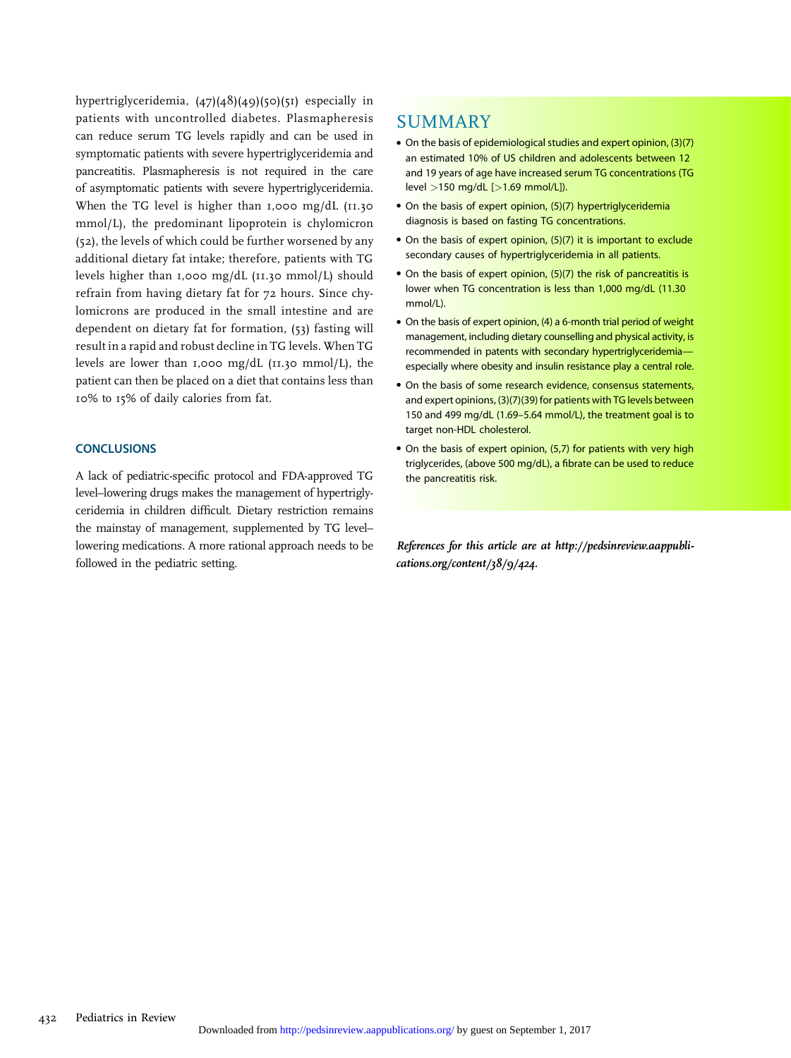hypertriglyceridemia, (47)(48)(49)(50)(51) especially in patients with uncontrolled diabetes. Plasmapheresis can reduce serum TG levels rapidly and can be used in symptomatic patients with severe hypertriglyceridemia and pancreatitis. Plasmapheresis is not required in the care of asymptomatic patients with severe hypertriglyceridemia. When the TG level is higher than 1,000 mg/dL (11.30 mmol/L), the predominant lipoprotein is chylomicron (52), the levels of which could be further worsened by any additional dietary fat intake; therefore, patients with TG levels higher than 1,000 mg/dL (11.30 mmol/L) should refrain from having dietary fat for 72 hours. Since chylomicrons are produced in the small intestine and are dependent on dietary fat for formation, (53) fasting will result in a rapid and robust decline in TG levels. When TG levels are lower than 1,000 mg/dL (11.30 mmol/L), the patient can then be placed on a diet that contains less than 10% to 15% of daily calories from fat.

## CONCLUSIONS

A lack of pediatric-specific protocol and FDA-approved TG level–lowering drugs makes the management of hypertriglyceridemia in children difficult. Dietary restriction remains the mainstay of management, supplemented by TG level–lowering medications. A more rational approach needs to be followed in the pediatric setting.

## SUMMARY

- On the basis of epidemiological studies and expert opinion, (3)(7) an estimated 10% of US children and adolescents between 12 and 19 years of age have increased serum TG concentrations (TG level >150 mg/dL [>1.69 mmol/L]).
- On the basis of expert opinion, (5)(7) hypertriglyceridemia diagnosis is based on fasting TG concentrations.
- On the basis of expert opinion, (5)(7) it is important to exclude secondary causes of hypertriglyceridemia in all patients.
- On the basis of expert opinion, (5)(7) the risk of pancreatitis is lower when TG concentration is less than 1,000 mg/dL (11.30 mmol/L).
- On the basis of expert opinion, (4) a 6-month trial period of weight management, including dietary counselling and physical activity, is recommended in patents with secondary hypertriglyceridemia—especially where obesity and insulin resistance play a central role.
- On the basis of some research evidence, consensus statements, and expert opinions, (3)(7)(39) for patients with TG levels between 150 and 499 mg/dL (1.69–5.64 mmol/L), the treatment goal is to target non-HDL cholesterol.
- On the basis of expert opinion, (5,7) for patients with very high triglycerides, (above 500 mg/dL), a fibrate can be used to reduce the pancreatitis risk.

*References for this article are at http://pedsinreview.aappublications.org/content/38/9/424.*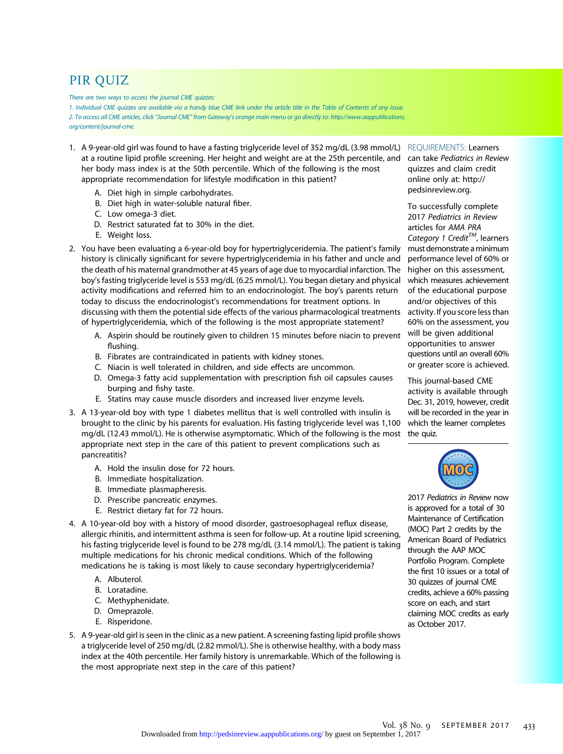# PIR QUIZ

*There are two ways to access the journal CME quizzes:*

*1. Individual CME quizzes are available via a handy blue CME link under the article title in the Table of Contents of any issue.*

*2. To access all CME articles, click "Journal CME" from Gateway's orange main menu or go directly to: http://www.aappublications.org/content/journal-cme.*

1. A 9-year-old girl was found to have a fasting triglyceride level of 352 mg/dL (3.98 mmol/L) at a routine lipid profile screening. Her height and weight are at the 25th percentile, and her body mass index is at the 50th percentile. Which of the following is the most appropriate recommendation for lifestyle modification in this patient?
   - A. Diet high in simple carbohydrates.
   - B. Diet high in water-soluble natural fiber.
   - C. Low omega-3 diet.
   - D. Restrict saturated fat to 30% in the diet.
   - E. Weight loss.

2. You have been evaluating a 6-year-old boy for hypertriglyceridemia. The patient's family history is clinically significant for severe hypertriglyceridemia in his father and uncle and the death of his maternal grandmother at 45 years of age due to myocardial infarction. The boy's fasting triglyceride level is 553 mg/dL (6.25 mmol/L). You began dietary and physical activity modifications and referred him to an endocrinologist. The boy's parents return today to discuss the endocrinologist's recommendations for treatment options. In discussing with them the potential side effects of the various pharmacological treatments of hypertriglyceridemia, which of the following is the most appropriate statement?
   - A. Aspirin should be routinely given to children 15 minutes before niacin to prevent flushing.
   - B. Fibrates are contraindicated in patients with kidney stones.
   - C. Niacin is well tolerated in children, and side effects are uncommon.
   - D. Omega-3 fatty acid supplementation with prescription fish oil capsules causes burping and fishy taste.
   - E. Statins may cause muscle disorders and increased liver enzyme levels.

3. A 13-year-old boy with type 1 diabetes mellitus that is well controlled with insulin is brought to the clinic by his parents for evaluation. His fasting triglyceride level was 1,100 mg/dL (12.43 mmol/L). He is otherwise asymptomatic. Which of the following is the most appropriate next step in the care of this patient to prevent complications such as pancreatitis?
   - A. Hold the insulin dose for 72 hours.
   - B. Immediate hospitalization.
   - B. Immediate plasmapheresis.
   - D. Prescribe pancreatic enzymes.
   - E. Restrict dietary fat for 72 hours.

4. A 10-year-old boy with a history of mood disorder, gastroesophageal reflux disease, allergic rhinitis, and intermittent asthma is seen for follow-up. At a routine lipid screening, his fasting triglyceride level is found to be 278 mg/dL (3.14 mmol/L). The patient is taking multiple medications for his chronic medical conditions. Which of the following medications he is taking is most likely to cause secondary hypertriglyceridemia?
   - A. Albuterol.
   - B. Loratadine.
   - C. Methyphenidate.
   - D. Omeprazole.
   - E. Risperidone.

5. A 9-year-old girl is seen in the clinic as a new patient. A screening fasting lipid profile shows a triglyceride level of 250 mg/dL (2.82 mmol/L). She is otherwise healthy, with a body mass index at the 40th percentile. Her family history is unremarkable. Which of the following is the most appropriate next step in the care of this patient?

REQUIREMENTS: Learners can take *Pediatrics in Review* quizzes and claim credit online only at: http://pedsinreview.org.

To successfully complete 2017 *Pediatrics in Review* articles for *AMA PRA Category 1 Credit*™, learners must demonstrate a minimum performance level of 60% or higher on this assessment, which measures achievement of the educational purpose and/or objectives of this activity. If you score less than 60% on the assessment, you will be given additional opportunities to answer questions until an overall 60% or greater score is achieved.

This journal-based CME activity is available through Dec. 31, 2019, however, credit will be recorded in the year in which the learner completes the quiz.

MOC

2017 *Pediatrics in Review* now is approved for a total of 30 Maintenance of Certification (MOC) Part 2 credits by the American Board of Pediatrics through the AAP MOC Portfolio Program. Complete the first 10 issues or a total of 30 quizzes of journal CME credits, achieve a 60% passing score on each, and start claiming MOC credits as early as October 2017.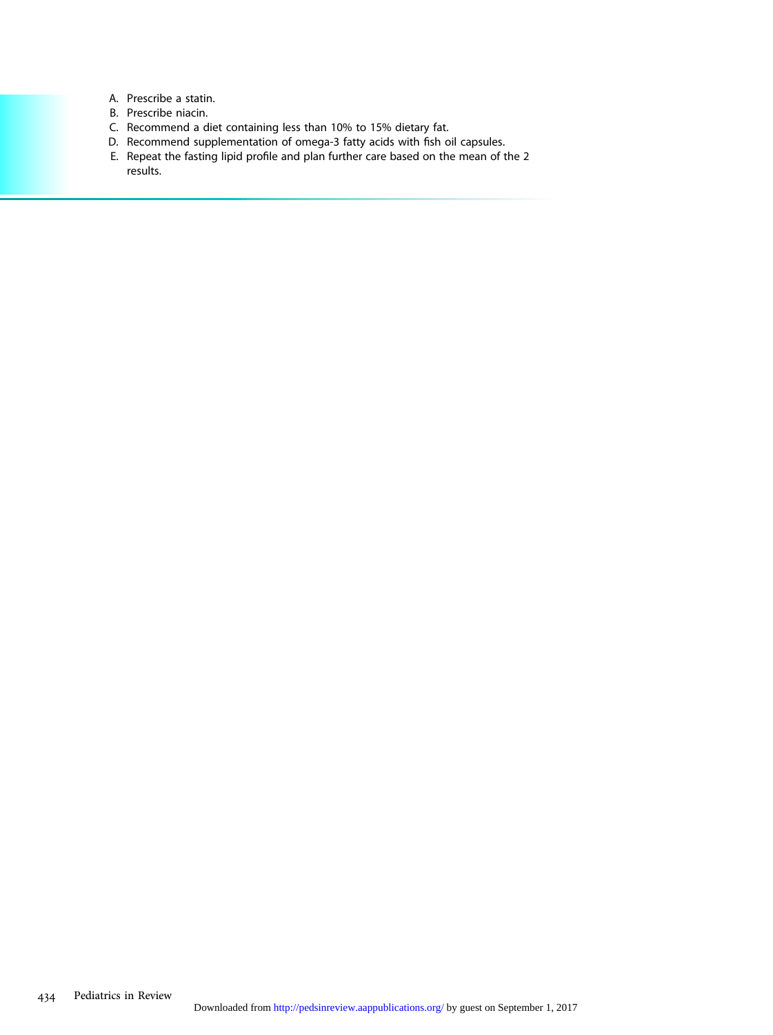A. Prescribe a statin.
B. Prescribe niacin.
C. Recommend a diet containing less than 10% to 15% dietary fat.
D. Recommend supplementation of omega-3 fatty acids with fish oil capsules.
E. Repeat the fasting lipid profile and plan further care based on the mean of the 2 results.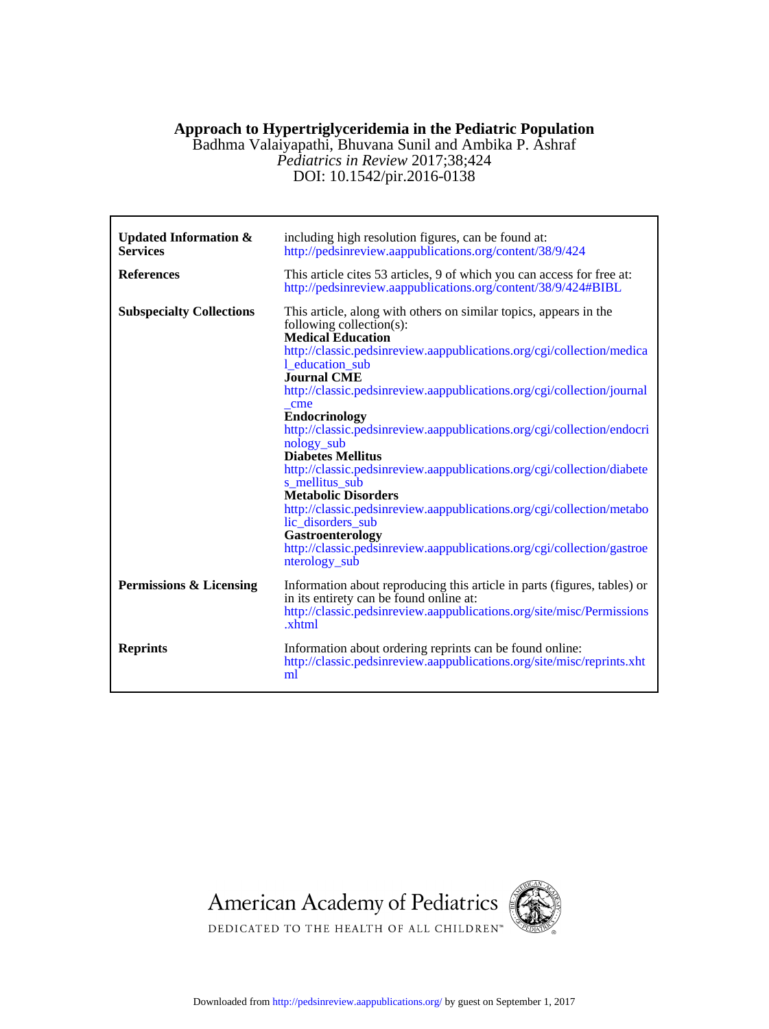**Approach to Hypertriglyceridemia in the Pediatric Population**

Badhma Valaiyapathi, Bhuvana Sunil and Ambika P. Ashraf

*Pediatrics in Review* 2017;38;424

DOI: 10.1542/pir.2016-0138

| | |
|---|---|
| **Updated Information & Services** | including high resolution figures, can be found at: http://pedsinreview.aappublications.org/content/38/9/424 |
| **References** | This article cites 53 articles, 9 of which you can access for free at: http://pedsinreview.aappublications.org/content/38/9/424#BIBL |
| **Subspecialty Collections** | This article, along with others on similar topics, appears in the following collection(s): **Medical Education** http://classic.pedsinreview.aappublications.org/cgi/collection/medical_education_sub **Journal CME** http://classic.pedsinreview.aappublications.org/cgi/collection/journal_cme **Endocrinology** http://classic.pedsinreview.aappublications.org/cgi/collection/endocrinology_sub **Diabetes Mellitus** http://classic.pedsinreview.aappublications.org/cgi/collection/diabetes_mellitus_sub **Metabolic Disorders** http://classic.pedsinreview.aappublications.org/cgi/collection/metabolic_disorders_sub **Gastroenterology** http://classic.pedsinreview.aappublications.org/cgi/collection/gastroenterology_sub |
| **Permissions & Licensing** | Information about reproducing this article in parts (figures, tables) or in its entirety can be found online at: http://classic.pedsinreview.aappublications.org/site/misc/Permissions.xhtml |
| **Reprints** | Information about ordering reprints can be found online: http://classic.pedsinreview.aappublications.org/site/misc/reprints.xhtml |

American Academy of Pediatrics

DEDICATED TO THE HEALTH OF ALL CHILDREN™

Downloaded from http://pedsinreview.aappublications.org/ by guest on September 1, 2017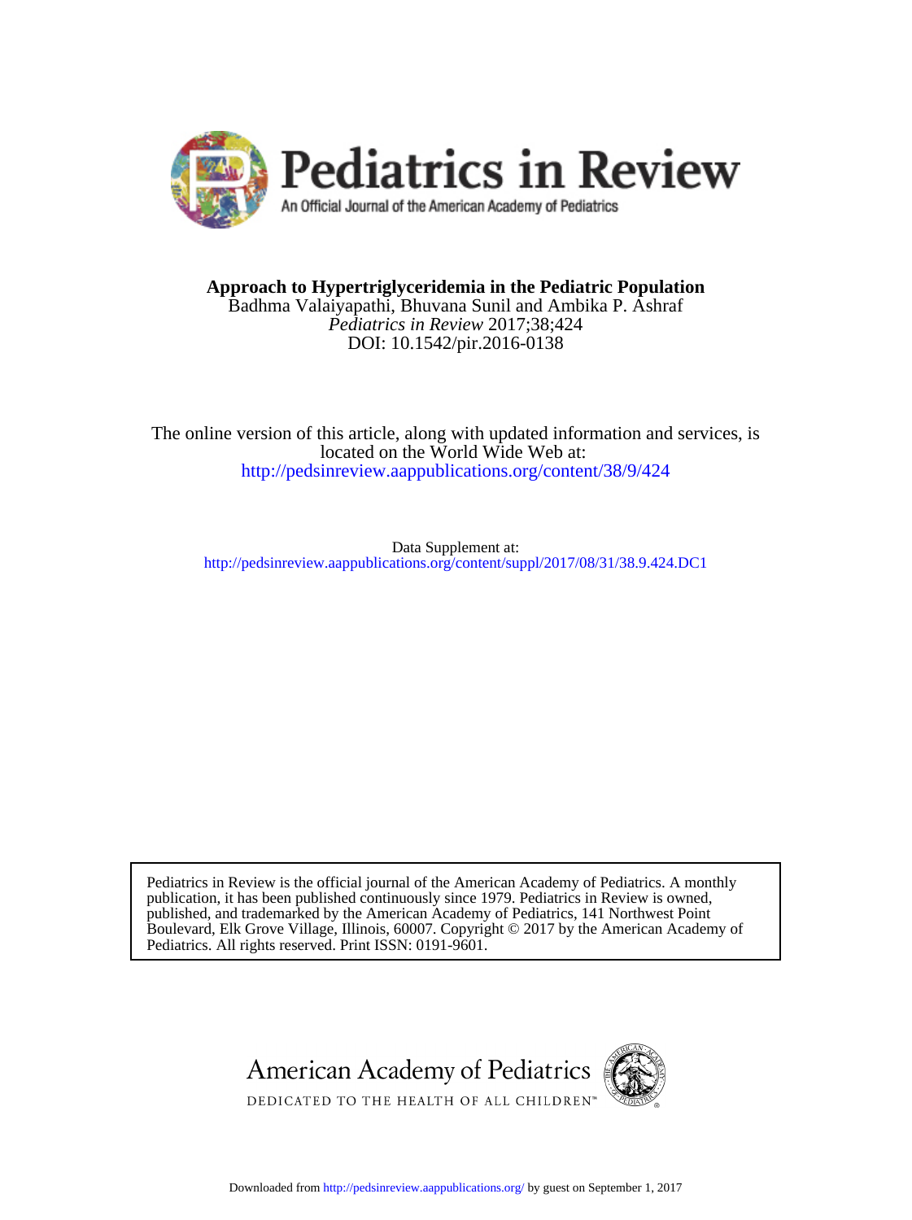# Pediatrics in Review

An Official Journal of the American Academy of Pediatrics

**Approach to Hypertriglyceridemia in the Pediatric Population**
Badhma Valaiyapathi, Bhuvana Sunil and Ambika P. Ashraf
*Pediatrics in Review* 2017;38;424
DOI: 10.1542/pir.2016-0138

The online version of this article, along with updated information and services, is located on the World Wide Web at:
http://pedsinreview.aappublications.org/content/38/9/424

Data Supplement at:
http://pedsinreview.aappublications.org/content/suppl/2017/08/31/38.9.424.DC1

Pediatrics in Review is the official journal of the American Academy of Pediatrics. A monthly publication, it has been published continuously since 1979. Pediatrics in Review is owned, published, and trademarked by the American Academy of Pediatrics, 141 Northwest Point Boulevard, Elk Grove Village, Illinois, 60007. Copyright © 2017 by the American Academy of Pediatrics. All rights reserved. Print ISSN: 0191-9601.

American Academy of Pediatrics
DEDICATED TO THE HEALTH OF ALL CHILDREN™

Downloaded from http://pedsinreview.aappublications.org/ by guest on September 1, 2017